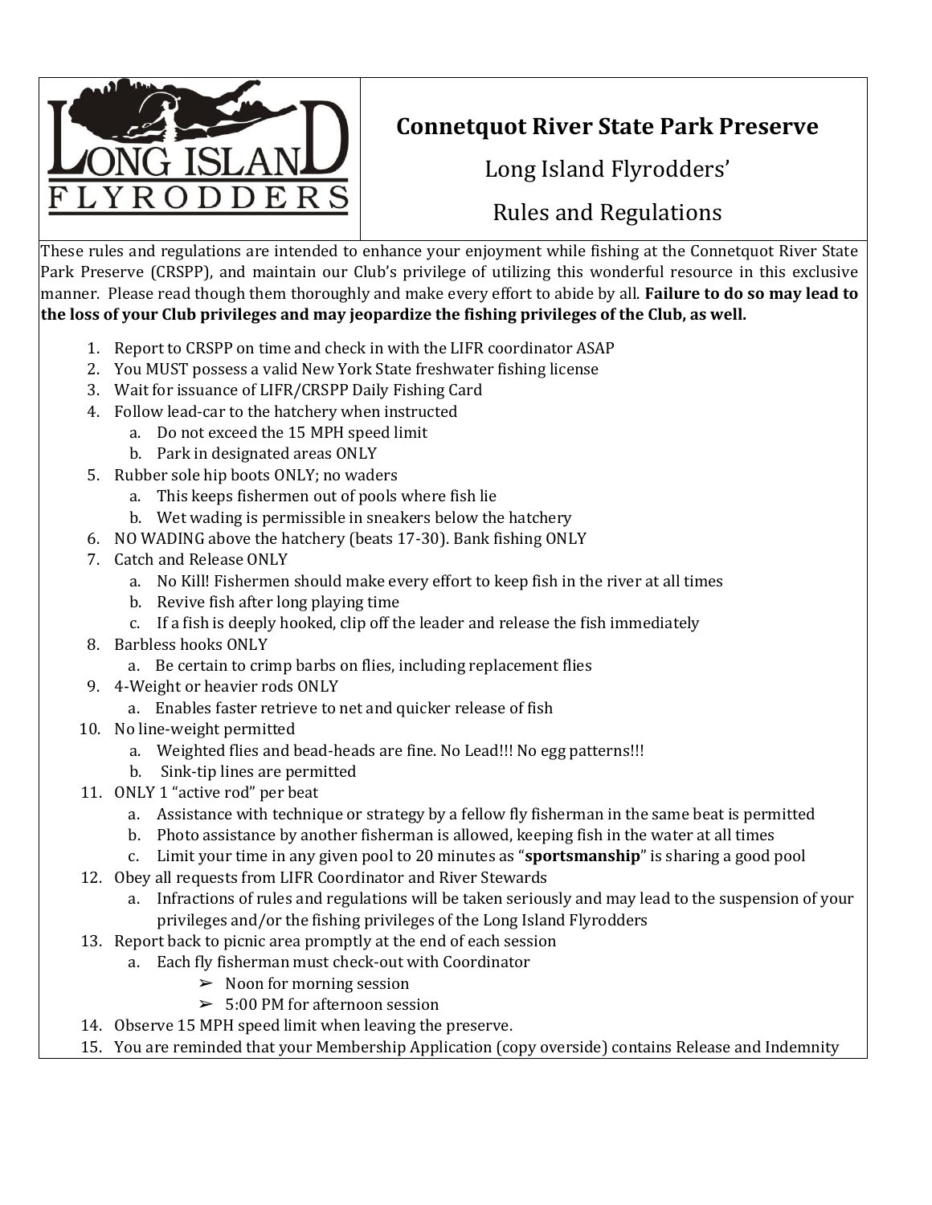# Connetquot River State Park Preserve

## Long Island Flyrodders'

## Rules and Regulations

These rules and regulations are intended to enhance your enjoyment while fishing at the Connetquot River State Park Preserve (CRSPP), and maintain our Club's privilege of utilizing this wonderful resource in this exclusive manner. Please read though them thoroughly and make every effort to abide by all. **Failure to do so may lead to the loss of your Club privileges and may jeopardize the fishing privileges of the Club, as well.**

1. Report to CRSPP on time and check in with the LIFR coordinator ASAP
2. You MUST possess a valid New York State freshwater fishing license
3. Wait for issuance of LIFR/CRSPP Daily Fishing Card
4. Follow lead-car to the hatchery when instructed
   a. Do not exceed the 15 MPH speed limit
   b. Park in designated areas ONLY
5. Rubber sole hip boots ONLY; no waders
   a. This keeps fishermen out of pools where fish lie
   b. Wet wading is permissible in sneakers below the hatchery
6. NO WADING above the hatchery (beats 17-30). Bank fishing ONLY
7. Catch and Release ONLY
   a. No Kill! Fishermen should make every effort to keep fish in the river at all times
   b. Revive fish after long playing time
   c. If a fish is deeply hooked, clip off the leader and release the fish immediately
8. Barbless hooks ONLY
   a. Be certain to crimp barbs on flies, including replacement flies
9. 4-Weight or heavier rods ONLY
   a. Enables faster retrieve to net and quicker release of fish
10. No line-weight permitted
    a. Weighted flies and bead-heads are fine. No Lead!!! No egg patterns!!!
    b. Sink-tip lines are permitted
11. ONLY 1 "active rod" per beat
    a. Assistance with technique or strategy by a fellow fly fisherman in the same beat is permitted
    b. Photo assistance by another fisherman is allowed, keeping fish in the water at all times
    c. Limit your time in any given pool to 20 minutes as "**sportsmanship**" is sharing a good pool
12. Obey all requests from LIFR Coordinator and River Stewards
    a. Infractions of rules and regulations will be taken seriously and may lead to the suspension of your privileges and/or the fishing privileges of the Long Island Flyrodders
13. Report back to picnic area promptly at the end of each session
    a. Each fly fisherman must check-out with Coordinator
       - Noon for morning session
       - 5:00 PM for afternoon session
14. Observe 15 MPH speed limit when leaving the preserve.
15. You are reminded that your Membership Application (copy overside) contains Release and Indemnity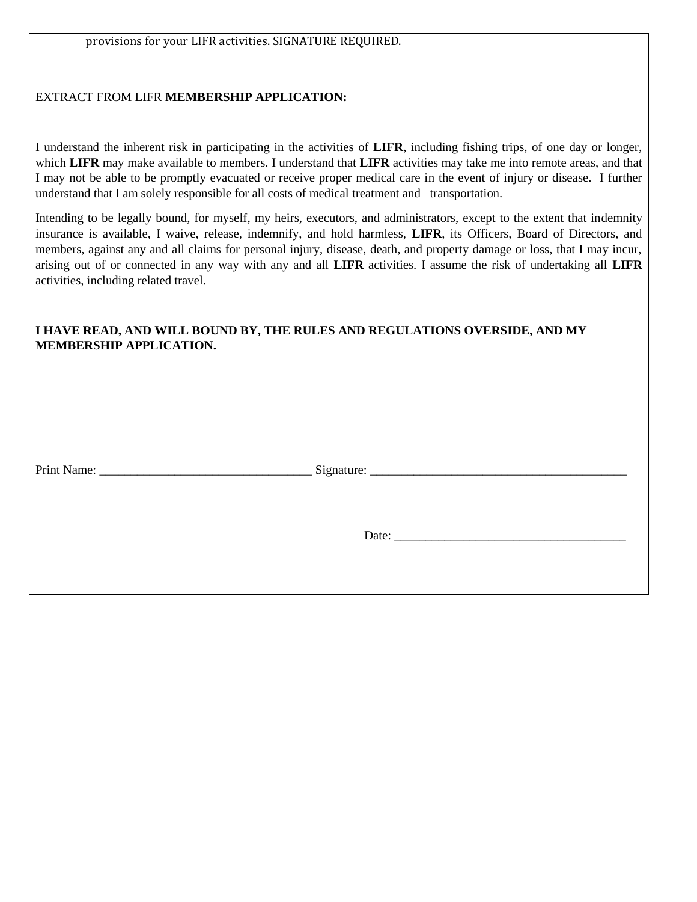provisions for your LIFR activities. SIGNATURE REQUIRED.

EXTRACT FROM LIFR **MEMBERSHIP APPLICATION:**

I understand the inherent risk in participating in the activities of **LIFR**, including fishing trips, of one day or longer, which **LIFR** may make available to members. I understand that **LIFR** activities may take me into remote areas, and that I may not be able to be promptly evacuated or receive proper medical care in the event of injury or disease. I further understand that I am solely responsible for all costs of medical treatment and transportation.

Intending to be legally bound, for myself, my heirs, executors, and administrators, except to the extent that indemnity insurance is available, I waive, release, indemnify, and hold harmless, **LIFR**, its Officers, Board of Directors, and members, against any and all claims for personal injury, disease, death, and property damage or loss, that I may incur, arising out of or connected in any way with any and all **LIFR** activities. I assume the risk of undertaking all **LIFR** activities, including related travel.

**I HAVE READ, AND WILL BOUND BY, THE RULES AND REGULATIONS OVERSIDE, AND MY MEMBERSHIP APPLICATION.**

Print Name: __________________________________ Signature: __________________________________________

Date: ______________________________________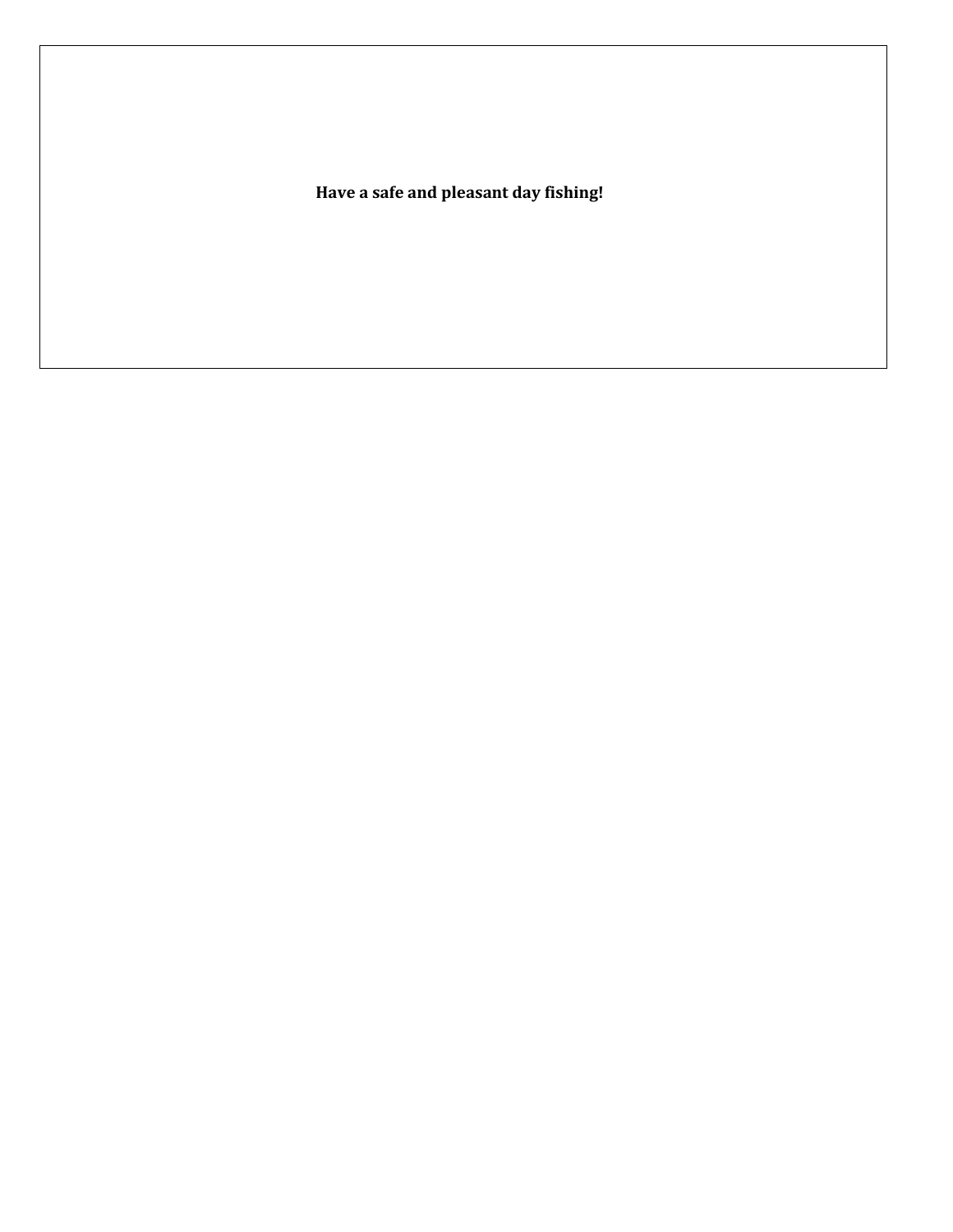**Have a safe and pleasant day fishing!**